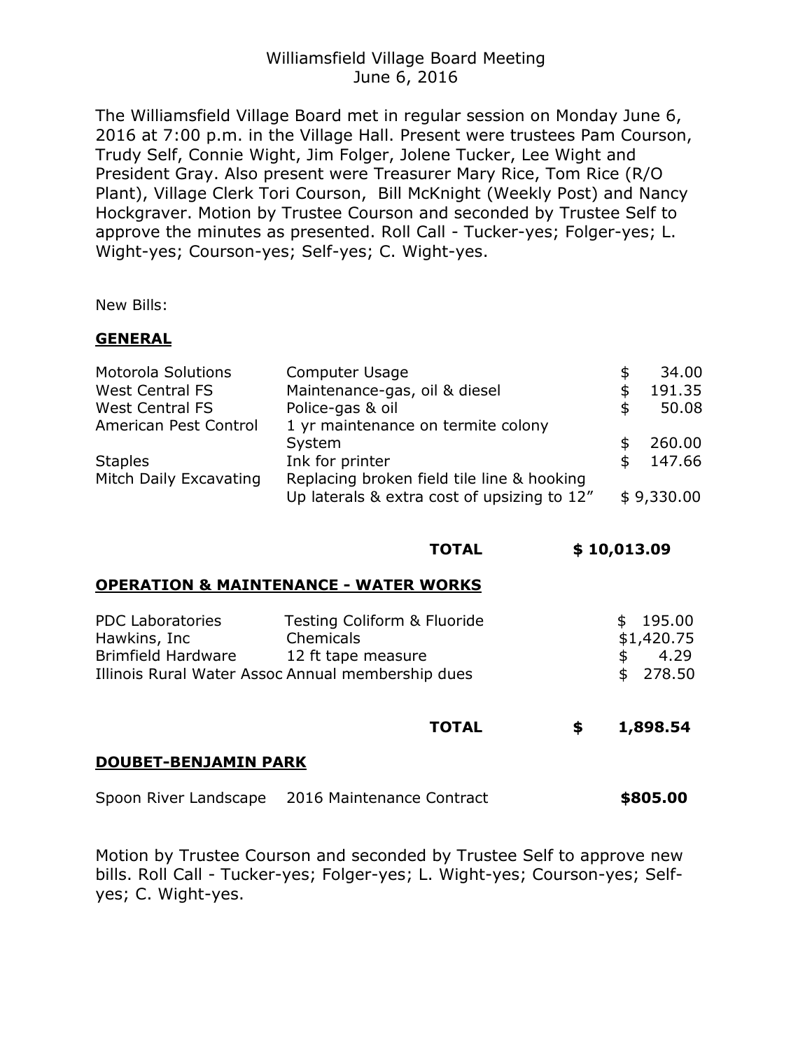Williamsfield Village Board Meeting
June 6, 2016

The Williamsfield Village Board met in regular session on Monday June 6, 2016 at 7:00 p.m. in the Village Hall. Present were trustees Pam Courson, Trudy Self, Connie Wight, Jim Folger, Jolene Tucker, Lee Wight and President Gray. Also present were Treasurer Mary Rice, Tom Rice (R/O Plant), Village Clerk Tori Courson, Bill McKnight (Weekly Post) and Nancy Hockgraver. Motion by Trustee Courson and seconded by Trustee Self to approve the minutes as presented. Roll Call - Tucker-yes; Folger-yes; L. Wight-yes; Courson-yes; Self-yes; C. Wight-yes.

New Bills:

**GENERAL**

| | | |
|---|---|---|
| Motorola Solutions | Computer Usage | $ 34.00 |
| West Central FS | Maintenance-gas, oil & diesel | $ 191.35 |
| West Central FS | Police-gas & oil | $ 50.08 |
| American Pest Control | 1 yr maintenance on termite colony System | $ 260.00 |
| Staples | Ink for printer | $ 147.66 |
| Mitch Daily Excavating | Replacing broken field tile line & hooking Up laterals & extra cost of upsizing to 12" | $ 9,330.00 |
| | **TOTAL** | **$ 10,013.09** |

**OPERATION & MAINTENANCE - WATER WORKS**

| | | |
|---|---|---|
| PDC Laboratories | Testing Coliform & Fluoride | $ 195.00 |
| Hawkins, Inc | Chemicals | $1,420.75 |
| Brimfield Hardware | 12 ft tape measure | $ 4.29 |
| Illinois Rural Water Assoc | Annual membership dues | $ 278.50 |
| | **TOTAL** | **$ 1,898.54** |

**DOUBET-BENJAMIN PARK**

| | | |
|---|---|---|
| Spoon River Landscape | 2016 Maintenance Contract | **$805.00** |

Motion by Trustee Courson and seconded by Trustee Self to approve new bills. Roll Call - Tucker-yes; Folger-yes; L. Wight-yes; Courson-yes; Self-yes; C. Wight-yes.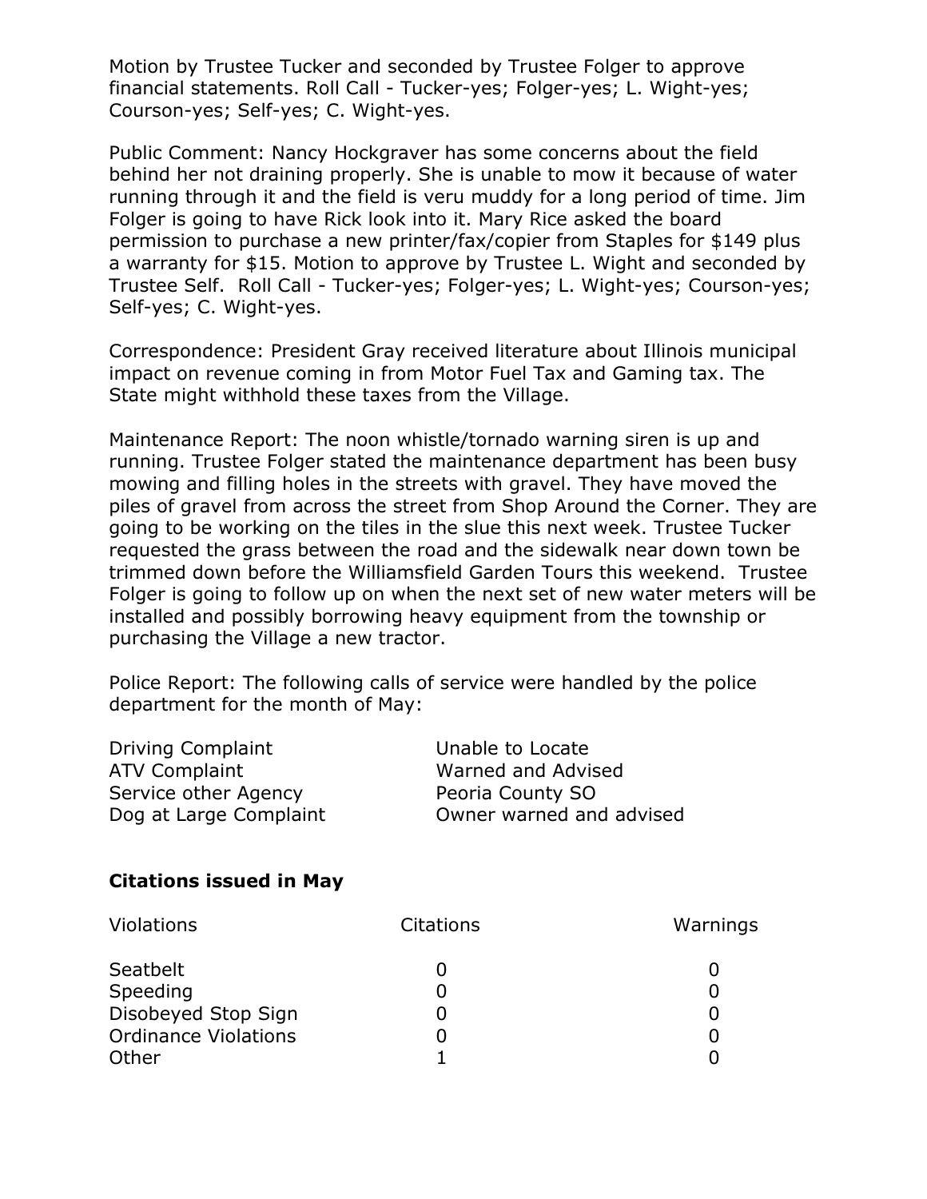Motion by Trustee Tucker and seconded by Trustee Folger to approve financial statements. Roll Call - Tucker-yes; Folger-yes; L. Wight-yes; Courson-yes; Self-yes; C. Wight-yes.

Public Comment: Nancy Hockgraver has some concerns about the field behind her not draining properly. She is unable to mow it because of water running through it and the field is veru muddy for a long period of time. Jim Folger is going to have Rick look into it. Mary Rice asked the board permission to purchase a new printer/fax/copier from Staples for $149 plus a warranty for $15. Motion to approve by Trustee L. Wight and seconded by Trustee Self. Roll Call - Tucker-yes; Folger-yes; L. Wight-yes; Courson-yes; Self-yes; C. Wight-yes.

Correspondence: President Gray received literature about Illinois municipal impact on revenue coming in from Motor Fuel Tax and Gaming tax. The State might withhold these taxes from the Village.

Maintenance Report: The noon whistle/tornado warning siren is up and running. Trustee Folger stated the maintenance department has been busy mowing and filling holes in the streets with gravel. They have moved the piles of gravel from across the street from Shop Around the Corner. They are going to be working on the tiles in the slue this next week. Trustee Tucker requested the grass between the road and the sidewalk near down town be trimmed down before the Williamsfield Garden Tours this weekend. Trustee Folger is going to follow up on when the next set of new water meters will be installed and possibly borrowing heavy equipment from the township or purchasing the Village a new tractor.

Police Report: The following calls of service were handled by the police department for the month of May:

| | |
|---|---|
| Driving Complaint | Unable to Locate |
| ATV Complaint | Warned and Advised |
| Service other Agency | Peoria County SO |
| Dog at Large Complaint | Owner warned and advised |

**Citations issued in May**

| Violations | Citations | Warnings |
|---|---|---|
| Seatbelt | 0 | 0 |
| Speeding | 0 | 0 |
| Disobeyed Stop Sign | 0 | 0 |
| Ordinance Violations | 0 | 0 |
| Other | 1 | 0 |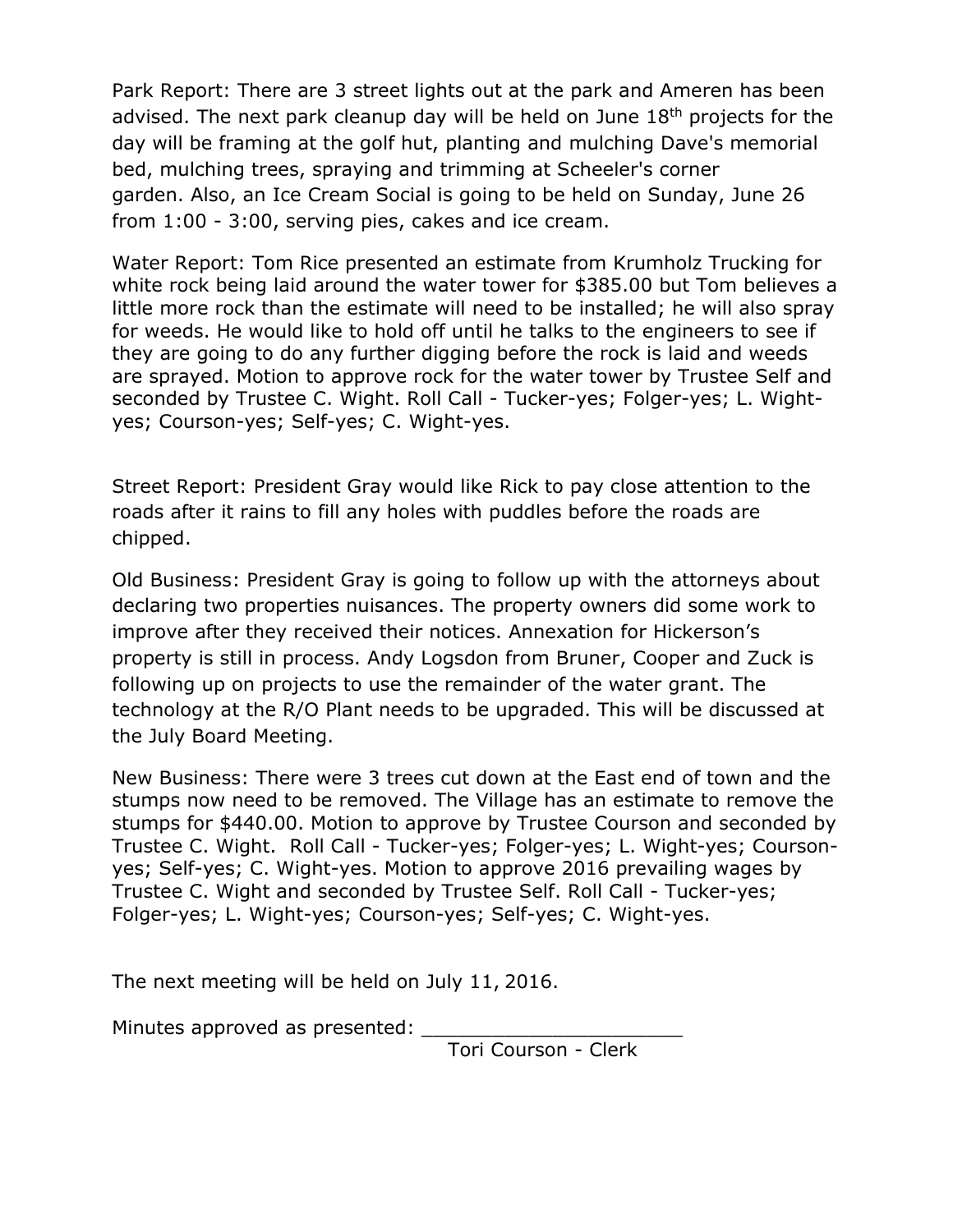Park Report: There are 3 street lights out at the park and Ameren has been advised. The next park cleanup day will be held on June 18th projects for the day will be framing at the golf hut, planting and mulching Dave's memorial bed, mulching trees, spraying and trimming at Scheeler's corner garden. Also, an Ice Cream Social is going to be held on Sunday, June 26 from 1:00 - 3:00, serving pies, cakes and ice cream.

Water Report: Tom Rice presented an estimate from Krumholz Trucking for white rock being laid around the water tower for $385.00 but Tom believes a little more rock than the estimate will need to be installed; he will also spray for weeds. He would like to hold off until he talks to the engineers to see if they are going to do any further digging before the rock is laid and weeds are sprayed. Motion to approve rock for the water tower by Trustee Self and seconded by Trustee C. Wight. Roll Call - Tucker-yes; Folger-yes; L. Wight-yes; Courson-yes; Self-yes; C. Wight-yes.

Street Report: President Gray would like Rick to pay close attention to the roads after it rains to fill any holes with puddles before the roads are chipped.

Old Business: President Gray is going to follow up with the attorneys about declaring two properties nuisances. The property owners did some work to improve after they received their notices. Annexation for Hickerson's property is still in process. Andy Logsdon from Bruner, Cooper and Zuck is following up on projects to use the remainder of the water grant. The technology at the R/O Plant needs to be upgraded. This will be discussed at the July Board Meeting.

New Business: There were 3 trees cut down at the East end of town and the stumps now need to be removed. The Village has an estimate to remove the stumps for $440.00. Motion to approve by Trustee Courson and seconded by Trustee C. Wight. Roll Call - Tucker-yes; Folger-yes; L. Wight-yes; Courson-yes; Self-yes; C. Wight-yes. Motion to approve 2016 prevailing wages by Trustee C. Wight and seconded by Trustee Self. Roll Call - Tucker-yes; Folger-yes; L. Wight-yes; Courson-yes; Self-yes; C. Wight-yes.

The next meeting will be held on July 11, 2016.

Minutes approved as presented: ______________________

Tori Courson - Clerk